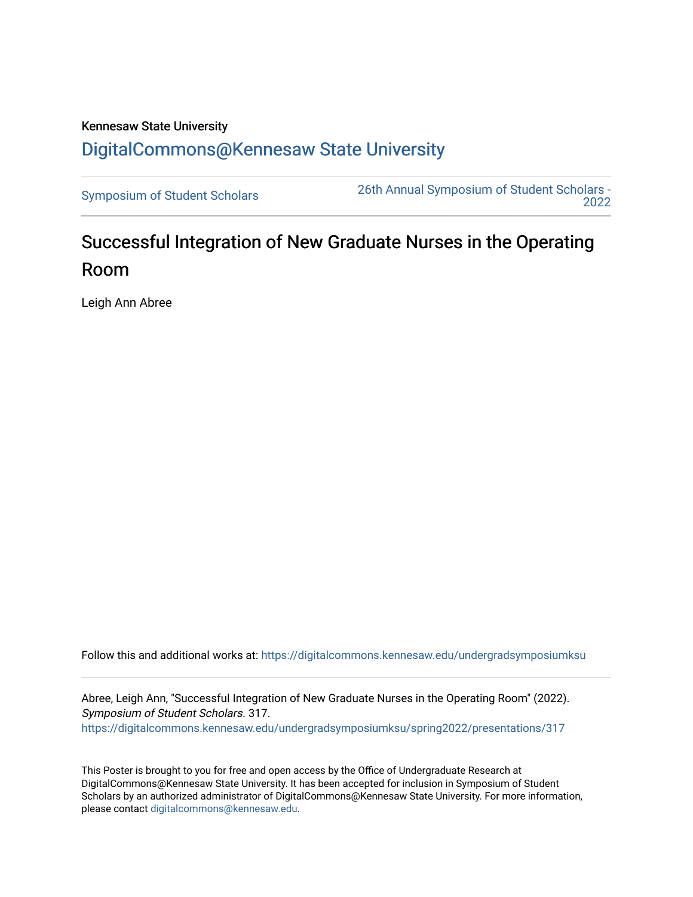Kennesaw State University

# DigitalCommons@Kennesaw State University

Symposium of Student Scholars

26th Annual Symposium of Student Scholars - 2022

## Successful Integration of New Graduate Nurses in the Operating Room

Leigh Ann Abree

Follow this and additional works at: https://digitalcommons.kennesaw.edu/undergradsymposiumksu

Abree, Leigh Ann, "Successful Integration of New Graduate Nurses in the Operating Room" (2022). *Symposium of Student Scholars*. 317.
https://digitalcommons.kennesaw.edu/undergradsymposiumksu/spring2022/presentations/317

This Poster is brought to you for free and open access by the Office of Undergraduate Research at DigitalCommons@Kennesaw State University. It has been accepted for inclusion in Symposium of Student Scholars by an authorized administrator of DigitalCommons@Kennesaw State University. For more information, please contact digitalcommons@kennesaw.edu.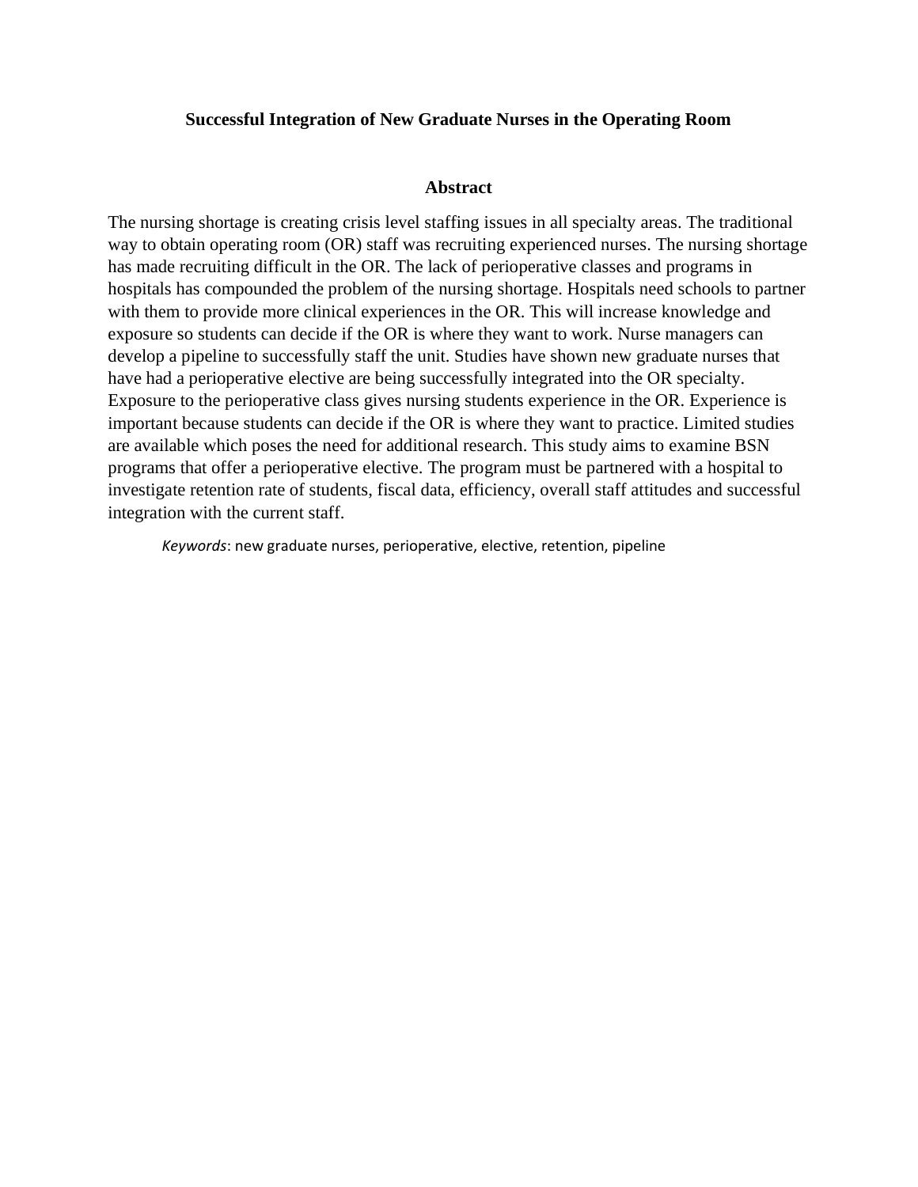**Successful Integration of New Graduate Nurses in the Operating Room**

**Abstract**

The nursing shortage is creating crisis level staffing issues in all specialty areas. The traditional way to obtain operating room (OR) staff was recruiting experienced nurses. The nursing shortage has made recruiting difficult in the OR. The lack of perioperative classes and programs in hospitals has compounded the problem of the nursing shortage. Hospitals need schools to partner with them to provide more clinical experiences in the OR. This will increase knowledge and exposure so students can decide if the OR is where they want to work. Nurse managers can develop a pipeline to successfully staff the unit. Studies have shown new graduate nurses that have had a perioperative elective are being successfully integrated into the OR specialty. Exposure to the perioperative class gives nursing students experience in the OR. Experience is important because students can decide if the OR is where they want to practice. Limited studies are available which poses the need for additional research. This study aims to examine BSN programs that offer a perioperative elective. The program must be partnered with a hospital to investigate retention rate of students, fiscal data, efficiency, overall staff attitudes and successful integration with the current staff.

*Keywords*: new graduate nurses, perioperative, elective, retention, pipeline